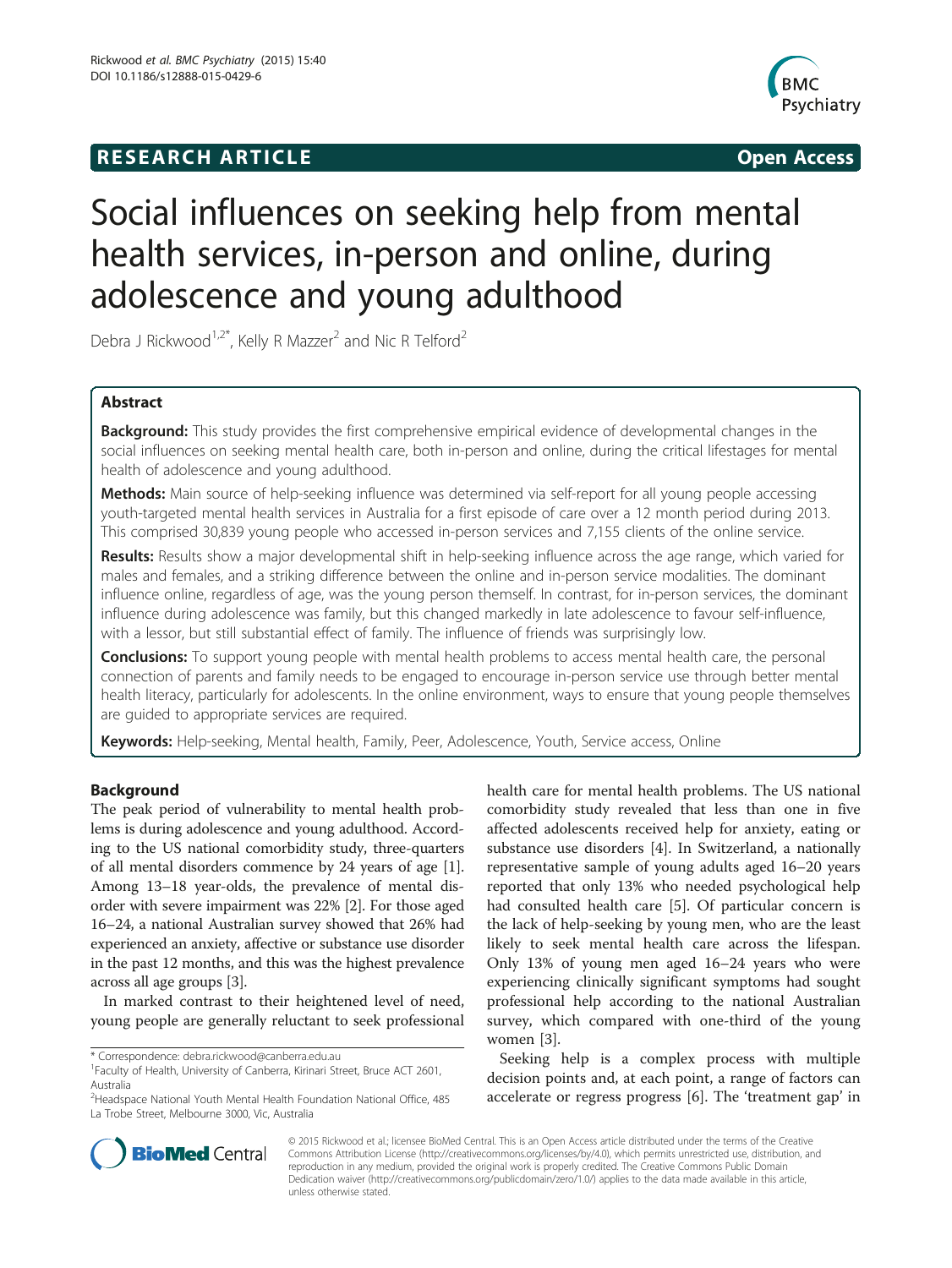RESEARCH ARTICLE Open Access

# Social influences on seeking help from mental health services, in-person and online, during adolescence and young adulthood

Debra J Rickwood[1,2*], Kelly R Mazzer[2] and Nic R Telford[2]

## Abstract

**Background:** This study provides the first comprehensive empirical evidence of developmental changes in the social influences on seeking mental health care, both in-person and online, during the critical lifestages for mental health of adolescence and young adulthood.

**Methods:** Main source of help-seeking influence was determined via self-report for all young people accessing youth-targeted mental health services in Australia for a first episode of care over a 12 month period during 2013. This comprised 30,839 young people who accessed in-person services and 7,155 clients of the online service.

**Results:** Results show a major developmental shift in help-seeking influence across the age range, which varied for males and females, and a striking difference between the online and in-person service modalities. The dominant influence online, regardless of age, was the young person themself. In contrast, for in-person services, the dominant influence during adolescence was family, but this changed markedly in late adolescence to favour self-influence, with a lessor, but still substantial effect of family. The influence of friends was surprisingly low.

**Conclusions:** To support young people with mental health problems to access mental health care, the personal connection of parents and family needs to be engaged to encourage in-person service use through better mental health literacy, particularly for adolescents. In the online environment, ways to ensure that young people themselves are guided to appropriate services are required.

**Keywords:** Help-seeking, Mental health, Family, Peer, Adolescence, Youth, Service access, Online

## Background

The peak period of vulnerability to mental health problems is during adolescence and young adulthood. According to the US national comorbidity study, three-quarters of all mental disorders commence by 24 years of age [1]. Among 13–18 year-olds, the prevalence of mental disorder with severe impairment was 22% [2]. For those aged 16–24, a national Australian survey showed that 26% had experienced an anxiety, affective or substance use disorder in the past 12 months, and this was the highest prevalence across all age groups [3].

In marked contrast to their heightened level of need, young people are generally reluctant to seek professional health care for mental health problems. The US national comorbidity study revealed that less than one in five affected adolescents received help for anxiety, eating or substance use disorders [4]. In Switzerland, a nationally representative sample of young adults aged 16–20 years reported that only 13% who needed psychological help had consulted health care [5]. Of particular concern is the lack of help-seeking by young men, who are the least likely to seek mental health care across the lifespan. Only 13% of young men aged 16–24 years who were experiencing clinically significant symptoms had sought professional help according to the national Australian survey, which compared with one-third of the young women [3].

Seeking help is a complex process with multiple decision points and, at each point, a range of factors can accelerate or regress progress [6]. The 'treatment gap' in

\* Correspondence: debra.rickwood@canberra.edu.au
[1]Faculty of Health, University of Canberra, Kirinari Street, Bruce ACT 2601, Australia
[2]Headspace National Youth Mental Health Foundation National Office, 485 La Trobe Street, Melbourne 3000, Vic, Australia

© 2015 Rickwood et al.; licensee BioMed Central. This is an Open Access article distributed under the terms of the Creative Commons Attribution License (http://creativecommons.org/licenses/by/4.0), which permits unrestricted use, distribution, and reproduction in any medium, provided the original work is properly credited. The Creative Commons Public Domain Dedication waiver (http://creativecommons.org/publicdomain/zero/1.0/) applies to the data made available in this article, unless otherwise stated.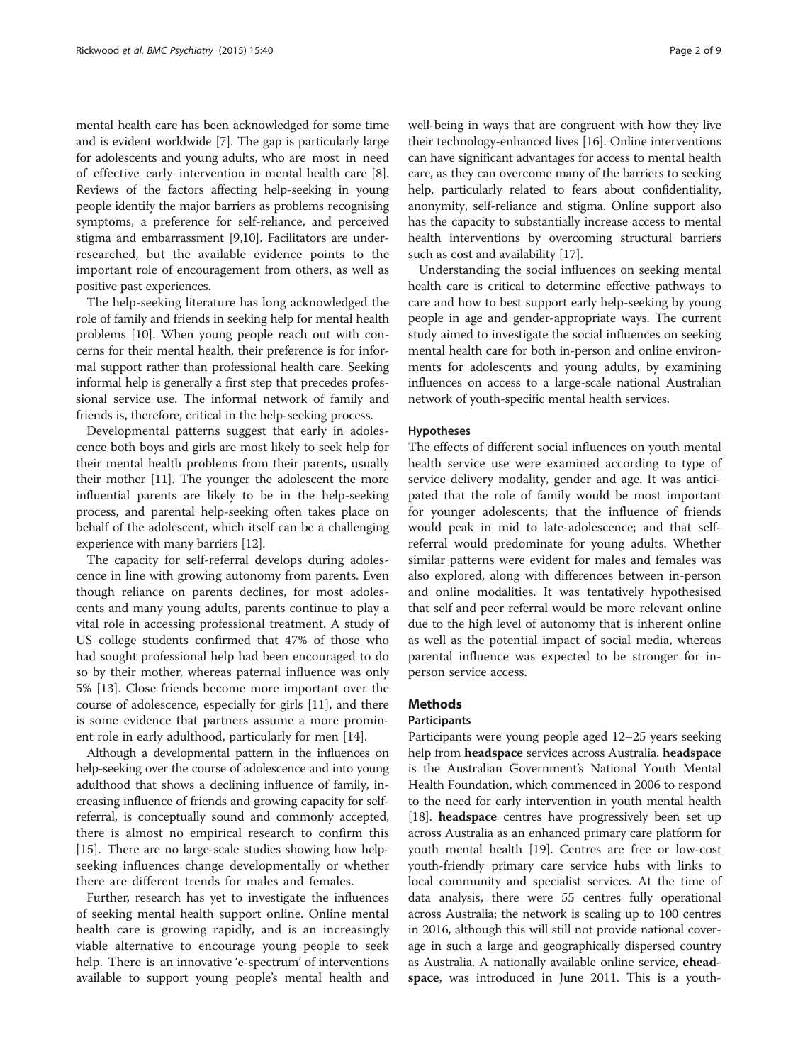mental health care has been acknowledged for some time and is evident worldwide [7]. The gap is particularly large for adolescents and young adults, who are most in need of effective early intervention in mental health care [8]. Reviews of the factors affecting help-seeking in young people identify the major barriers as problems recognising symptoms, a preference for self-reliance, and perceived stigma and embarrassment [9,10]. Facilitators are under-researched, but the available evidence points to the important role of encouragement from others, as well as positive past experiences.

The help-seeking literature has long acknowledged the role of family and friends in seeking help for mental health problems [10]. When young people reach out with concerns for their mental health, their preference is for informal support rather than professional health care. Seeking informal help is generally a first step that precedes professional service use. The informal network of family and friends is, therefore, critical in the help-seeking process.

Developmental patterns suggest that early in adolescence both boys and girls are most likely to seek help for their mental health problems from their parents, usually their mother [11]. The younger the adolescent the more influential parents are likely to be in the help-seeking process, and parental help-seeking often takes place on behalf of the adolescent, which itself can be a challenging experience with many barriers [12].

The capacity for self-referral develops during adolescence in line with growing autonomy from parents. Even though reliance on parents declines, for most adolescents and many young adults, parents continue to play a vital role in accessing professional treatment. A study of US college students confirmed that 47% of those who had sought professional help had been encouraged to do so by their mother, whereas paternal influence was only 5% [13]. Close friends become more important over the course of adolescence, especially for girls [11], and there is some evidence that partners assume a more prominent role in early adulthood, particularly for men [14].

Although a developmental pattern in the influences on help-seeking over the course of adolescence and into young adulthood that shows a declining influence of family, increasing influence of friends and growing capacity for self-referral, is conceptually sound and commonly accepted, there is almost no empirical research to confirm this [15]. There are no large-scale studies showing how help-seeking influences change developmentally or whether there are different trends for males and females.

Further, research has yet to investigate the influences of seeking mental health support online. Online mental health care is growing rapidly, and is an increasingly viable alternative to encourage young people to seek help. There is an innovative 'e-spectrum' of interventions available to support young people's mental health and well-being in ways that are congruent with how they live their technology-enhanced lives [16]. Online interventions can have significant advantages for access to mental health care, as they can overcome many of the barriers to seeking help, particularly related to fears about confidentiality, anonymity, self-reliance and stigma. Online support also has the capacity to substantially increase access to mental health interventions by overcoming structural barriers such as cost and availability [17].

Understanding the social influences on seeking mental health care is critical to determine effective pathways to care and how to best support early help-seeking by young people in age and gender-appropriate ways. The current study aimed to investigate the social influences on seeking mental health care for both in-person and online environments for adolescents and young adults, by examining influences on access to a large-scale national Australian network of youth-specific mental health services.

### Hypotheses

The effects of different social influences on youth mental health service use were examined according to type of service delivery modality, gender and age. It was anticipated that the role of family would be most important for younger adolescents; that the influence of friends would peak in mid to late-adolescence; and that self-referral would predominate for young adults. Whether similar patterns were evident for males and females was also explored, along with differences between in-person and online modalities. It was tentatively hypothesised that self and peer referral would be more relevant online due to the high level of autonomy that is inherent online as well as the potential impact of social media, whereas parental influence was expected to be stronger for in-person service access.

## Methods

### Participants

Participants were young people aged 12–25 years seeking help from **headspace** services across Australia. **headspace** is the Australian Government's National Youth Mental Health Foundation, which commenced in 2006 to respond to the need for early intervention in youth mental health [18]. **headspace** centres have progressively been set up across Australia as an enhanced primary care platform for youth mental health [19]. Centres are free or low-cost youth-friendly primary care service hubs with links to local community and specialist services. At the time of data analysis, there were 55 centres fully operational across Australia; the network is scaling up to 100 centres in 2016, although this will still not provide national coverage in such a large and geographically dispersed country as Australia. A nationally available online service, **eheadspace**, was introduced in June 2011. This is a youth-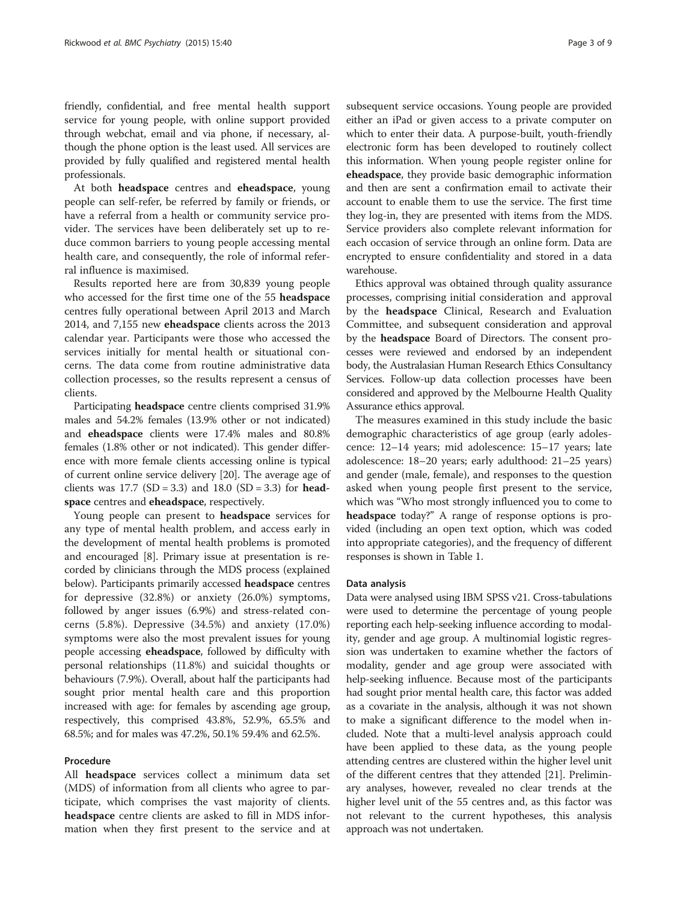friendly, confidential, and free mental health support service for young people, with online support provided through webchat, email and via phone, if necessary, although the phone option is the least used. All services are provided by fully qualified and registered mental health professionals.

At both **headspace** centres and **eheadspace**, young people can self-refer, be referred by family or friends, or have a referral from a health or community service provider. The services have been deliberately set up to reduce common barriers to young people accessing mental health care, and consequently, the role of informal referral influence is maximised.

Results reported here are from 30,839 young people who accessed for the first time one of the 55 **headspace** centres fully operational between April 2013 and March 2014, and 7,155 new **eheadspace** clients across the 2013 calendar year. Participants were those who accessed the services initially for mental health or situational concerns. The data come from routine administrative data collection processes, so the results represent a census of clients.

Participating **headspace** centre clients comprised 31.9% males and 54.2% females (13.9% other or not indicated) and **eheadspace** clients were 17.4% males and 80.8% females (1.8% other or not indicated). This gender difference with more female clients accessing online is typical of current online service delivery [20]. The average age of clients was 17.7 (SD = 3.3) and 18.0 (SD = 3.3) for **headspace** centres and **eheadspace**, respectively.

Young people can present to **headspace** services for any type of mental health problem, and access early in the development of mental health problems is promoted and encouraged [8]. Primary issue at presentation is recorded by clinicians through the MDS process (explained below). Participants primarily accessed **headspace** centres for depressive (32.8%) or anxiety (26.0%) symptoms, followed by anger issues (6.9%) and stress-related concerns (5.8%). Depressive (34.5%) and anxiety (17.0%) symptoms were also the most prevalent issues for young people accessing **eheadspace**, followed by difficulty with personal relationships (11.8%) and suicidal thoughts or behaviours (7.9%). Overall, about half the participants had sought prior mental health care and this proportion increased with age: for females by ascending age group, respectively, this comprised 43.8%, 52.9%, 65.5% and 68.5%; and for males was 47.2%, 50.1% 59.4% and 62.5%.

### Procedure

All **headspace** services collect a minimum data set (MDS) of information from all clients who agree to participate, which comprises the vast majority of clients. **headspace** centre clients are asked to fill in MDS information when they first present to the service and at subsequent service occasions. Young people are provided either an iPad or given access to a private computer on which to enter their data. A purpose-built, youth-friendly electronic form has been developed to routinely collect this information. When young people register online for **eheadspace**, they provide basic demographic information and then are sent a confirmation email to activate their account to enable them to use the service. The first time they log-in, they are presented with items from the MDS. Service providers also complete relevant information for each occasion of service through an online form. Data are encrypted to ensure confidentiality and stored in a data warehouse.

Ethics approval was obtained through quality assurance processes, comprising initial consideration and approval by the **headspace** Clinical, Research and Evaluation Committee, and subsequent consideration and approval by the **headspace** Board of Directors. The consent processes were reviewed and endorsed by an independent body, the Australasian Human Research Ethics Consultancy Services. Follow-up data collection processes have been considered and approved by the Melbourne Health Quality Assurance ethics approval.

The measures examined in this study include the basic demographic characteristics of age group (early adolescence: 12–14 years; mid adolescence: 15–17 years; late adolescence: 18–20 years; early adulthood: 21–25 years) and gender (male, female), and responses to the question asked when young people first present to the service, which was "Who most strongly influenced you to come to **headspace** today?" A range of response options is provided (including an open text option, which was coded into appropriate categories), and the frequency of different responses is shown in Table 1.

### Data analysis

Data were analysed using IBM SPSS v21. Cross-tabulations were used to determine the percentage of young people reporting each help-seeking influence according to modality, gender and age group. A multinomial logistic regression was undertaken to examine whether the factors of modality, gender and age group were associated with help-seeking influence. Because most of the participants had sought prior mental health care, this factor was added as a covariate in the analysis, although it was not shown to make a significant difference to the model when included. Note that a multi-level analysis approach could have been applied to these data, as the young people attending centres are clustered within the higher level unit of the different centres that they attended [21]. Preliminary analyses, however, revealed no clear trends at the higher level unit of the 55 centres and, as this factor was not relevant to the current hypotheses, this analysis approach was not undertaken.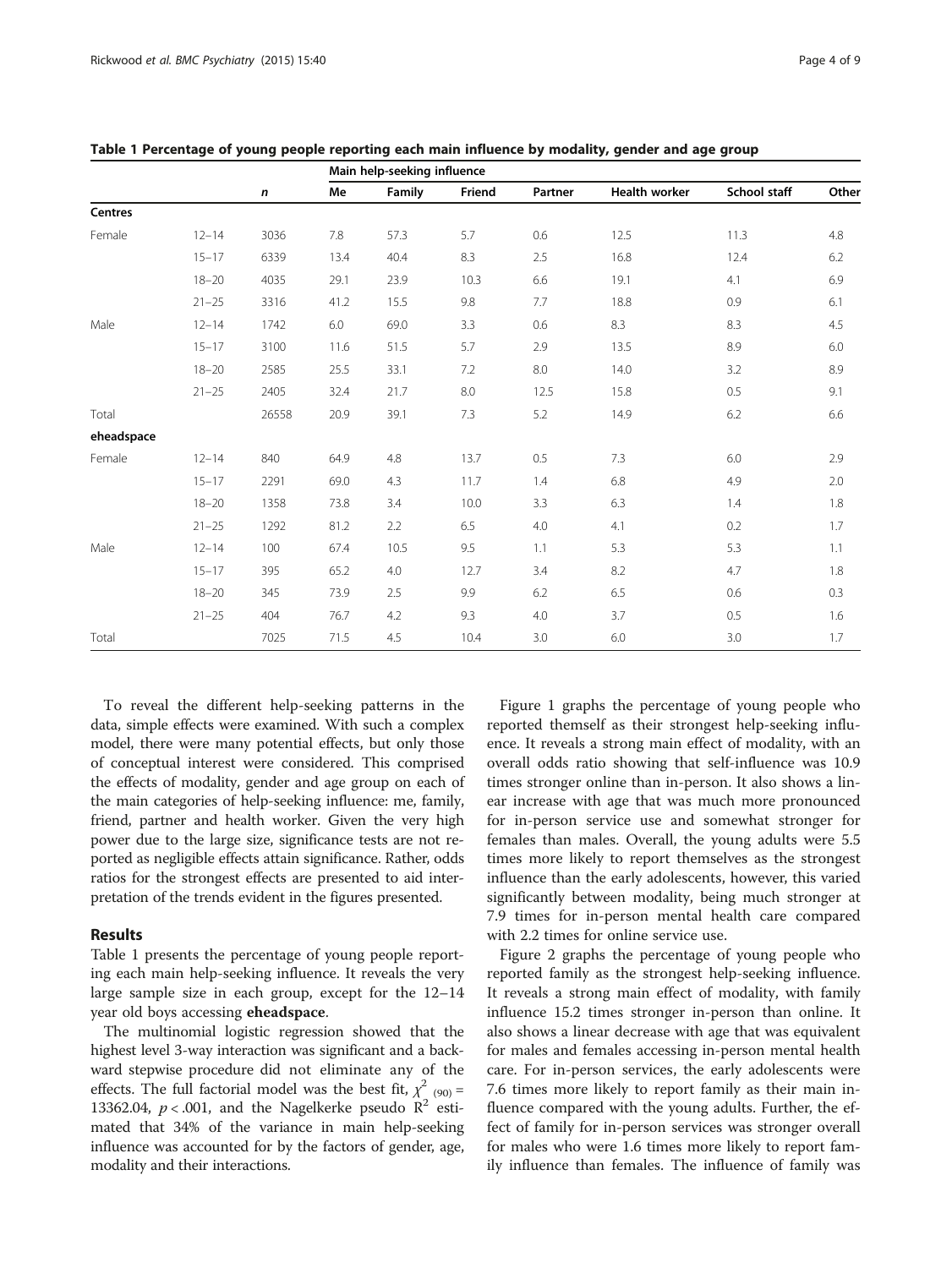**Table 1 Percentage of young people reporting each main influence by modality, gender and age group**

| | | *n* | Main help-seeking influence | | | | | | |
|---|---|---|---|---|---|---|---|---|---|
| | | | Me | Family | Friend | Partner | Health worker | School staff | Other |
| **Centres** | | | | | | | | | |
| Female | 12–14 | 3036 | 7.8 | 57.3 | 5.7 | 0.6 | 12.5 | 11.3 | 4.8 |
| | 15–17 | 6339 | 13.4 | 40.4 | 8.3 | 2.5 | 16.8 | 12.4 | 6.2 |
| | 18–20 | 4035 | 29.1 | 23.9 | 10.3 | 6.6 | 19.1 | 4.1 | 6.9 |
| | 21–25 | 3316 | 41.2 | 15.5 | 9.8 | 7.7 | 18.8 | 0.9 | 6.1 |
| Male | 12–14 | 1742 | 6.0 | 69.0 | 3.3 | 0.6 | 8.3 | 8.3 | 4.5 |
| | 15–17 | 3100 | 11.6 | 51.5 | 5.7 | 2.9 | 13.5 | 8.9 | 6.0 |
| | 18–20 | 2585 | 25.5 | 33.1 | 7.2 | 8.0 | 14.0 | 3.2 | 8.9 |
| | 21–25 | 2405 | 32.4 | 21.7 | 8.0 | 12.5 | 15.8 | 0.5 | 9.1 |
| Total | | 26558 | 20.9 | 39.1 | 7.3 | 5.2 | 14.9 | 6.2 | 6.6 |
| **eheadspace** | | | | | | | | | |
| Female | 12–14 | 840 | 64.9 | 4.8 | 13.7 | 0.5 | 7.3 | 6.0 | 2.9 |
| | 15–17 | 2291 | 69.0 | 4.3 | 11.7 | 1.4 | 6.8 | 4.9 | 2.0 |
| | 18–20 | 1358 | 73.8 | 3.4 | 10.0 | 3.3 | 6.3 | 1.4 | 1.8 |
| | 21–25 | 1292 | 81.2 | 2.2 | 6.5 | 4.0 | 4.1 | 0.2 | 1.7 |
| Male | 12–14 | 100 | 67.4 | 10.5 | 9.5 | 1.1 | 5.3 | 5.3 | 1.1 |
| | 15–17 | 395 | 65.2 | 4.0 | 12.7 | 3.4 | 8.2 | 4.7 | 1.8 |
| | 18–20 | 345 | 73.9 | 2.5 | 9.9 | 6.2 | 6.5 | 0.6 | 0.3 |
| | 21–25 | 404 | 76.7 | 4.2 | 9.3 | 4.0 | 3.7 | 0.5 | 1.6 |
| Total | | 7025 | 71.5 | 4.5 | 10.4 | 3.0 | 6.0 | 3.0 | 1.7 |

To reveal the different help-seeking patterns in the data, simple effects were examined. With such a complex model, there were many potential effects, but only those of conceptual interest were considered. This comprised the effects of modality, gender and age group on each of the main categories of help-seeking influence: me, family, friend, partner and health worker. Given the very high power due to the large size, significance tests are not reported as negligible effects attain significance. Rather, odds ratios for the strongest effects are presented to aid interpretation of the trends evident in the figures presented.

## Results

Table 1 presents the percentage of young people reporting each main help-seeking influence. It reveals the very large sample size in each group, except for the 12–14 year old boys accessing **eheadspace**.

The multinomial logistic regression showed that the highest level 3-way interaction was significant and a backward stepwise procedure did not eliminate any of the effects. The full factorial model was the best fit, $\chi^2_{(90)}$ = 13362.04, $p < .001$, and the Nagelkerke pseudo $R^2$ estimated that 34% of the variance in main help-seeking influence was accounted for by the factors of gender, age, modality and their interactions.

Figure 1 graphs the percentage of young people who reported themself as their strongest help-seeking influence. It reveals a strong main effect of modality, with an overall odds ratio showing that self-influence was 10.9 times stronger online than in-person. It also shows a linear increase with age that was much more pronounced for in-person service use and somewhat stronger for females than males. Overall, the young adults were 5.5 times more likely to report themselves as the strongest influence than the early adolescents, however, this varied significantly between modality, being much stronger at 7.9 times for in-person mental health care compared with 2.2 times for online service use.

Figure 2 graphs the percentage of young people who reported family as the strongest help-seeking influence. It reveals a strong main effect of modality, with family influence 15.2 times stronger in-person than online. It also shows a linear decrease with age that was equivalent for males and females accessing in-person mental health care. For in-person services, the early adolescents were 7.6 times more likely to report family as their main influence compared with the young adults. Further, the effect of family for in-person services was stronger overall for males who were 1.6 times more likely to report family influence than females. The influence of family was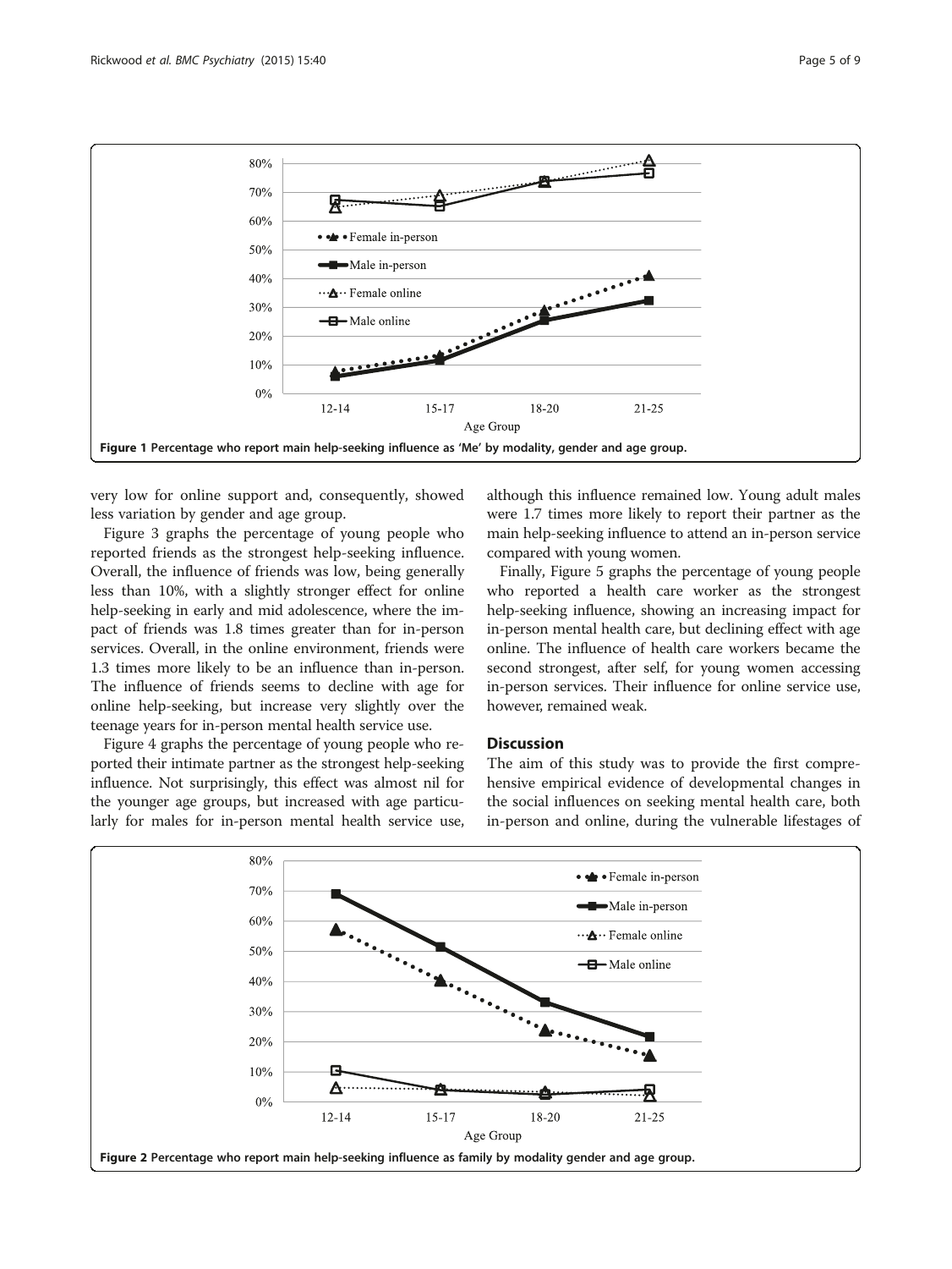Figure 1 Percentage who report main help-seeking influence as 'Me' by modality, gender and age group.

very low for online support and, consequently, showed less variation by gender and age group.

Figure 3 graphs the percentage of young people who reported friends as the strongest help-seeking influence. Overall, the influence of friends was low, being generally less than 10%, with a slightly stronger effect for online help-seeking in early and mid adolescence, where the impact of friends was 1.8 times greater than for in-person services. Overall, in the online environment, friends were 1.3 times more likely to be an influence than in-person. The influence of friends seems to decline with age for online help-seeking, but increase very slightly over the teenage years for in-person mental health service use.

Figure 4 graphs the percentage of young people who reported their intimate partner as the strongest help-seeking influence. Not surprisingly, this effect was almost nil for the younger age groups, but increased with age particularly for males for in-person mental health service use, although this influence remained low. Young adult males were 1.7 times more likely to report their partner as the main help-seeking influence to attend an in-person service compared with young women.

Finally, Figure 5 graphs the percentage of young people who reported a health care worker as the strongest help-seeking influence, showing an increasing impact for in-person mental health care, but declining effect with age online. The influence of health care workers became the second strongest, after self, for young women accessing in-person services. Their influence for online service use, however, remained weak.

## Discussion

The aim of this study was to provide the first comprehensive empirical evidence of developmental changes in the social influences on seeking mental health care, both in-person and online, during the vulnerable lifestages of

Figure 2 Percentage who report main help-seeking influence as family by modality gender and age group.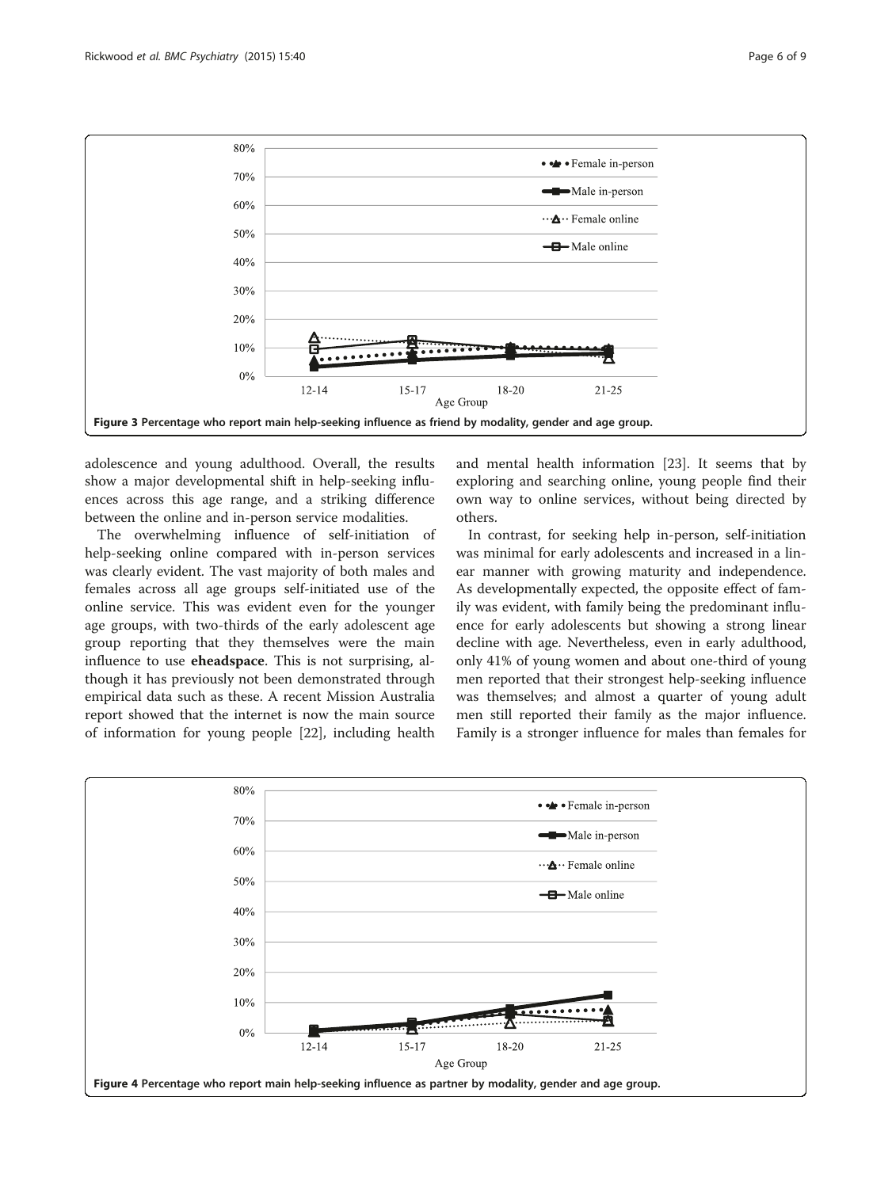Figure 3 Percentage who report main help-seeking influence as friend by modality, gender and age group.

adolescence and young adulthood. Overall, the results show a major developmental shift in help-seeking influences across this age range, and a striking difference between the online and in-person service modalities.

The overwhelming influence of self-initiation of help-seeking online compared with in-person services was clearly evident. The vast majority of both males and females across all age groups self-initiated use of the online service. This was evident even for the younger age groups, with two-thirds of the early adolescent age group reporting that they themselves were the main influence to use **eheadspace**. This is not surprising, although it has previously not been demonstrated through empirical data such as these. A recent Mission Australia report showed that the internet is now the main source of information for young people [22], including health and mental health information [23]. It seems that by exploring and searching online, young people find their own way to online services, without being directed by others.

In contrast, for seeking help in-person, self-initiation was minimal for early adolescents and increased in a linear manner with growing maturity and independence. As developmentally expected, the opposite effect of family was evident, with family being the predominant influence for early adolescents but showing a strong linear decline with age. Nevertheless, even in early adulthood, only 41% of young women and about one-third of young men reported that their strongest help-seeking influence was themselves; and almost a quarter of young adult men still reported their family as the major influence. Family is a stronger influence for males than females for

Figure 4 Percentage who report main help-seeking influence as partner by modality, gender and age group.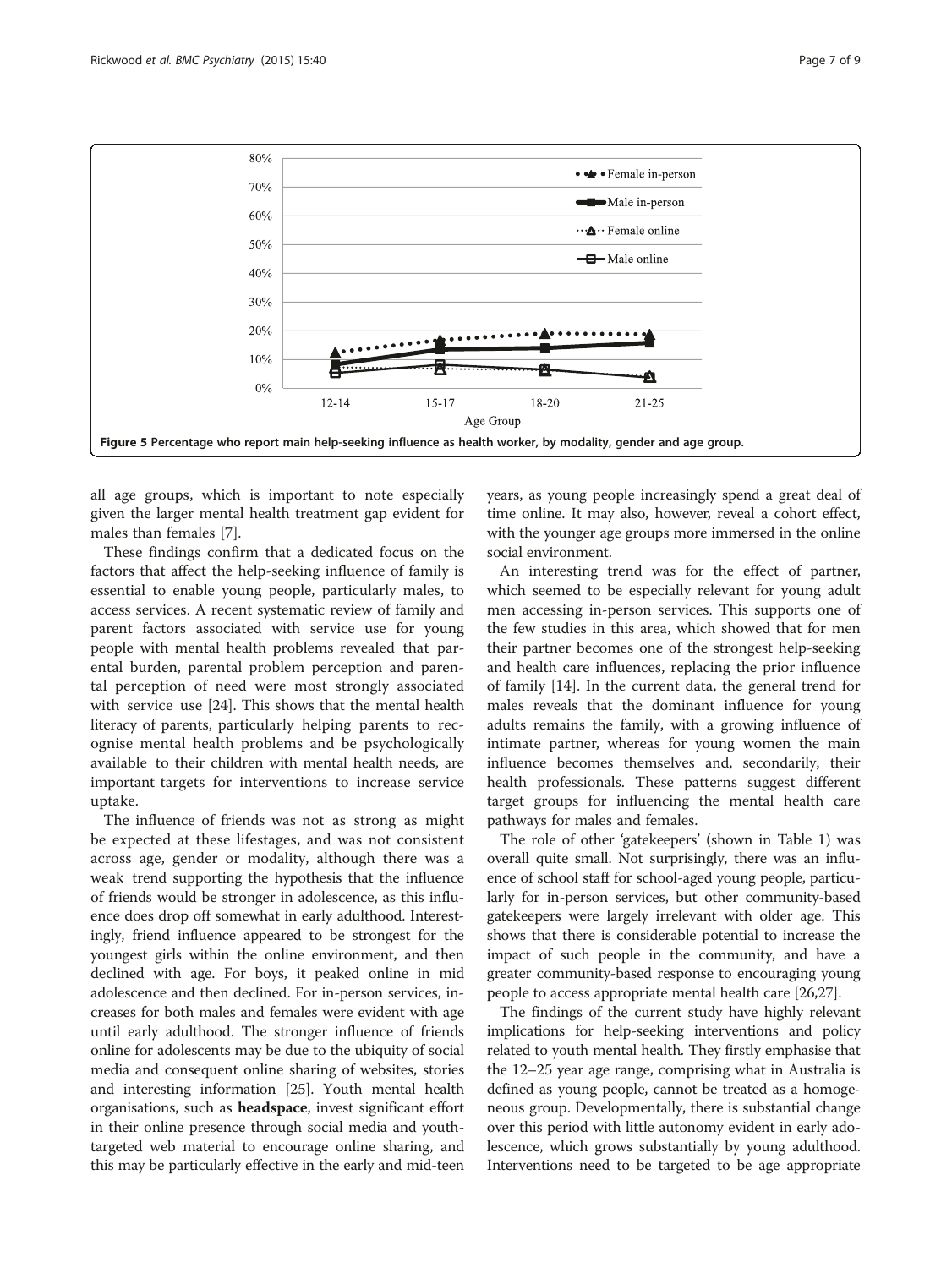**Figure 5 Percentage who report main help-seeking influence as health worker, by modality, gender and age group.**

all age groups, which is important to note especially given the larger mental health treatment gap evident for males than females [7].

These findings confirm that a dedicated focus on the factors that affect the help-seeking influence of family is essential to enable young people, particularly males, to access services. A recent systematic review of family and parent factors associated with service use for young people with mental health problems revealed that parental burden, parental problem perception and parental perception of need were most strongly associated with service use [24]. This shows that the mental health literacy of parents, particularly helping parents to recognise mental health problems and be psychologically available to their children with mental health needs, are important targets for interventions to increase service uptake.

The influence of friends was not as strong as might be expected at these lifestages, and was not consistent across age, gender or modality, although there was a weak trend supporting the hypothesis that the influence of friends would be stronger in adolescence, as this influence does drop off somewhat in early adulthood. Interestingly, friend influence appeared to be strongest for the youngest girls within the online environment, and then declined with age. For boys, it peaked online in mid adolescence and then declined. For in-person services, increases for both males and females were evident with age until early adulthood. The stronger influence of friends online for adolescents may be due to the ubiquity of social media and consequent online sharing of websites, stories and interesting information [25]. Youth mental health organisations, such as **headspace**, invest significant effort in their online presence through social media and youth-targeted web material to encourage online sharing, and this may be particularly effective in the early and mid-teen years, as young people increasingly spend a great deal of time online. It may also, however, reveal a cohort effect, with the younger age groups more immersed in the online social environment.

An interesting trend was for the effect of partner, which seemed to be especially relevant for young adult men accessing in-person services. This supports one of the few studies in this area, which showed that for men their partner becomes one of the strongest help-seeking and health care influences, replacing the prior influence of family [14]. In the current data, the general trend for males reveals that the dominant influence for young adults remains the family, with a growing influence of intimate partner, whereas for young women the main influence becomes themselves and, secondarily, their health professionals. These patterns suggest different target groups for influencing the mental health care pathways for males and females.

The role of other 'gatekeepers' (shown in Table 1) was overall quite small. Not surprisingly, there was an influence of school staff for school-aged young people, particularly for in-person services, but other community-based gatekeepers were largely irrelevant with older age. This shows that there is considerable potential to increase the impact of such people in the community, and have a greater community-based response to encouraging young people to access appropriate mental health care [26,27].

The findings of the current study have highly relevant implications for help-seeking interventions and policy related to youth mental health. They firstly emphasise that the 12–25 year age range, comprising what in Australia is defined as young people, cannot be treated as a homogeneous group. Developmentally, there is substantial change over this period with little autonomy evident in early adolescence, which grows substantially by young adulthood. Interventions need to be targeted to be age appropriate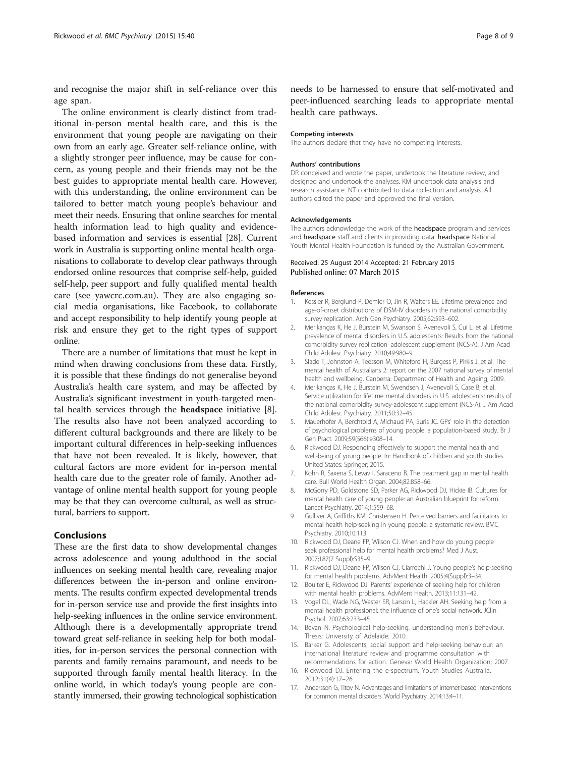and recognise the major shift in self-reliance over this age span.

The online environment is clearly distinct from traditional in-person mental health care, and this is the environment that young people are navigating on their own from an early age. Greater self-reliance online, with a slightly stronger peer influence, may be cause for concern, as young people and their friends may not be the best guides to appropriate mental health care. However, with this understanding, the online environment can be tailored to better match young people's behaviour and meet their needs. Ensuring that online searches for mental health information lead to high quality and evidence-based information and services is essential [28]. Current work in Australia is supporting online mental health organisations to collaborate to develop clear pathways through endorsed online resources that comprise self-help, guided self-help, peer support and fully qualified mental health care (see yawcrc.com.au). They are also engaging social media organisations, like Facebook, to collaborate and accept responsibility to help identify young people at risk and ensure they get to the right types of support online.

There are a number of limitations that must be kept in mind when drawing conclusions from these data. Firstly, it is possible that these findings do not generalise beyond Australia's health care system, and may be affected by Australia's significant investment in youth-targeted mental health services through the **headspace** initiative [8]. The results also have not been analyzed according to different cultural backgrounds and there are likely to be important cultural differences in help-seeking influences that have not been revealed. It is likely, however, that cultural factors are more evident for in-person mental health care due to the greater role of family. Another advantage of online mental health support for young people may be that they can overcome cultural, as well as structural, barriers to support.

## Conclusions

These are the first data to show developmental changes across adolescence and young adulthood in the social influences on seeking mental health care, revealing major differences between the in-person and online environments. The results confirm expected developmental trends for in-person service use and provide the first insights into help-seeking influences in the online service environment. Although there is a developmentally appropriate trend toward great self-reliance in seeking help for both modalities, for in-person services the personal connection with parents and family remains paramount, and needs to be supported through family mental health literacy. In the online world, in which today's young people are constantly immersed, their growing technological sophistication needs to be harnessed to ensure that self-motivated and peer-influenced searching leads to appropriate mental health care pathways.

#### Competing interests

The authors declare that they have no competing interests.

#### Authors' contributions

DR conceived and wrote the paper, undertook the literature review, and designed and undertook the analyses. KM undertook data analysis and research assistance. NT contributed to data collection and analysis. All authors edited the paper and approved the final version.

#### Acknowledgements

The authors acknowledge the work of the **headspace** program and services and **headspace** staff and clients in providing data. **headspace** National Youth Mental Health Foundation is funded by the Australian Government.

Received: 25 August 2014 Accepted: 21 February 2015
Published online: 07 March 2015

#### References

1. Kessler R, Berglund P, Demler O, Jin R, Walters EE. Lifetime prevalence and age-of-onset distributions of DSM-IV disorders in the national comorbidity survey replication. Arch Gen Psychiatry. 2005;62:593–602.
2. Merikangas K, He J, Burstein M, Swanson S, Avenevoli S, Cui L, et al. Lifetime prevalence of mental disorders in U.S. adolescents: Results from the national comorbidity survey replication–adolescent supplement (NCS-A). J Am Acad Child Adolesc Psychiatry. 2010;49:980–9.
3. Slade T, Johnston A, Teesson M, Whiteford H, Burgess P, Pirkis J, et al. The mental health of Australians 2: report on the 2007 national survey of mental health and wellbeing. Canberra: Department of Health and Ageing; 2009.
4. Merikangas K, He J, Burstein M, Swendsen J, Avenevoli S, Case B, et al. Service utilization for lifetime mental disorders in U.S. adolescents: results of the national comorbidity survey-adolescent supplement (NCS-A). J Am Acad Child Adolesc Psychiatry. 2011;50:32–45.
5. Mauerhofer A, Berchtold A, Michaud PA, Suris JC. GPs' role in the detection of psychological problems of young people: a population-based study. Br J Gen Pract. 2009;59(566):e308–14.
6. Rickwood DJ. Responding effectively to support the mental health and well-being of young people. In: Handbook of children and youth studies. United States: Springer; 2015.
7. Kohn R, Saxena S, Levav I, Saraceno B. The treatment gap in mental health care. Bull World Health Organ. 2004;82:858–66.
8. McGorry PD, Goldstone SD, Parker AG, Rickwood DJ, Hickie IB. Cultures for mental health care of young people: an Australian blueprint for reform. Lancet Psychiatry. 2014;1:559–68.
9. Gulliver A, Griffiths KM, Christensen H. Perceived barriers and facilitators to mental health help-seeking in young people: a systematic review. BMC Psychiatry. 2010;10:113.
10. Rickwood DJ, Deane FP, Wilson CJ. When and how do young people seek professional help for mental health problems? Med J Aust. 2007;187(7 Suppl):S35–9.
11. Rickwood DJ, Deane FP, Wilson CJ, Ciarrochi J. Young people's help-seeking for mental health problems. AdvMent Health. 2005;4(Suppl):3–34.
12. Boulter E, Rickwood DJ. Parents' experience of seeking help for children with mental health problems. AdvMent Health. 2013;11:131–42.
13. Vogel DL, Wade NG, Wester SR, Larson L, Hackler AH. Seeking help from a mental health professional: the influence of one's social network. JClin Psychol. 2007;63:233–45.
14. Bevan N. Psychological help-seeking: understanding men's behaviour. Thesis: University of Adelaide. 2010.
15. Barker G. Adolescents, social support and help-seeking behaviour: an international literature review and programme consultation with recommendations for action. Geneva: World Health Organization; 2007.
16. Rickwood DJ. Entering the e-spectrum. Youth Studies Australia. 2012;31(4):17–26.
17. Andersson G, Titov N. Advantages and limitations of internet-based interventions for common mental disorders. World Psychiatry. 2014;13:4–11.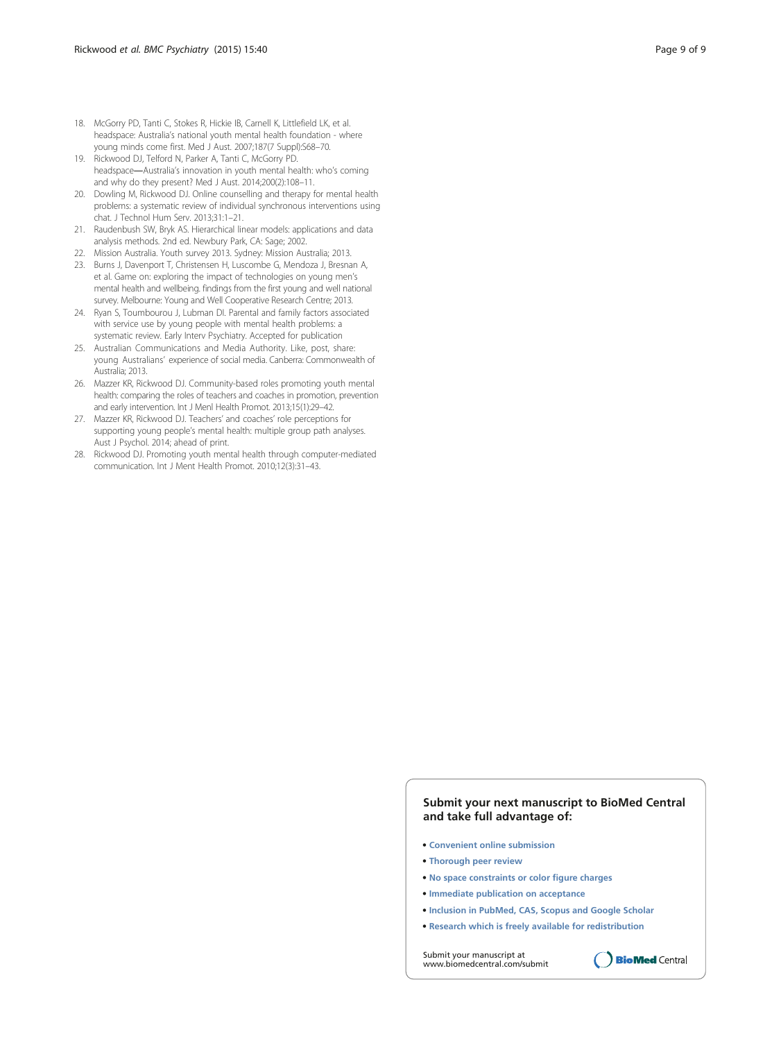18. McGorry PD, Tanti C, Stokes R, Hickie IB, Carnell K, Littlefield LK, et al. headspace: Australia's national youth mental health foundation - where young minds come first. Med J Aust. 2007;187(7 Suppl):S68–70.
19. Rickwood DJ, Telford N, Parker A, Tanti C, McGorry PD. headspace—Australia's innovation in youth mental health: who's coming and why do they present? Med J Aust. 2014;200(2):108–11.
20. Dowling M, Rickwood DJ. Online counselling and therapy for mental health problems: a systematic review of individual synchronous interventions using chat. J Technol Hum Serv. 2013;31:1–21.
21. Raudenbush SW, Bryk AS. Hierarchical linear models: applications and data analysis methods. 2nd ed. Newbury Park, CA: Sage; 2002.
22. Mission Australia. Youth survey 2013. Sydney: Mission Australia; 2013.
23. Burns J, Davenport T, Christensen H, Luscombe G, Mendoza J, Bresnan A, et al. Game on: exploring the impact of technologies on young men's mental health and wellbeing. findings from the first young and well national survey. Melbourne: Young and Well Cooperative Research Centre; 2013.
24. Ryan S, Toumbourou J, Lubman DI. Parental and family factors associated with service use by young people with mental health problems: a systematic review. Early Interv Psychiatry. Accepted for publication
25. Australian Communications and Media Authority. Like, post, share: young Australians' experience of social media. Canberra: Commonwealth of Australia; 2013.
26. Mazzer KR, Rickwood DJ. Community-based roles promoting youth mental health: comparing the roles of teachers and coaches in promotion, prevention and early intervention. Int J Menl Health Promot. 2013;15(1):29–42.
27. Mazzer KR, Rickwood DJ. Teachers' and coaches' role perceptions for supporting young people's mental health: multiple group path analyses. Aust J Psychol. 2014; ahead of print.
28. Rickwood DJ. Promoting youth mental health through computer-mediated communication. Int J Ment Health Promot. 2010;12(3):31–43.

**Submit your next manuscript to BioMed Central and take full advantage of:**

- **Convenient online submission**
- **Thorough peer review**
- **No space constraints or color figure charges**
- **Immediate publication on acceptance**
- **Inclusion in PubMed, CAS, Scopus and Google Scholar**
- **Research which is freely available for redistribution**

Submit your manuscript at
www.biomedcentral.com/submit

BioMed Central